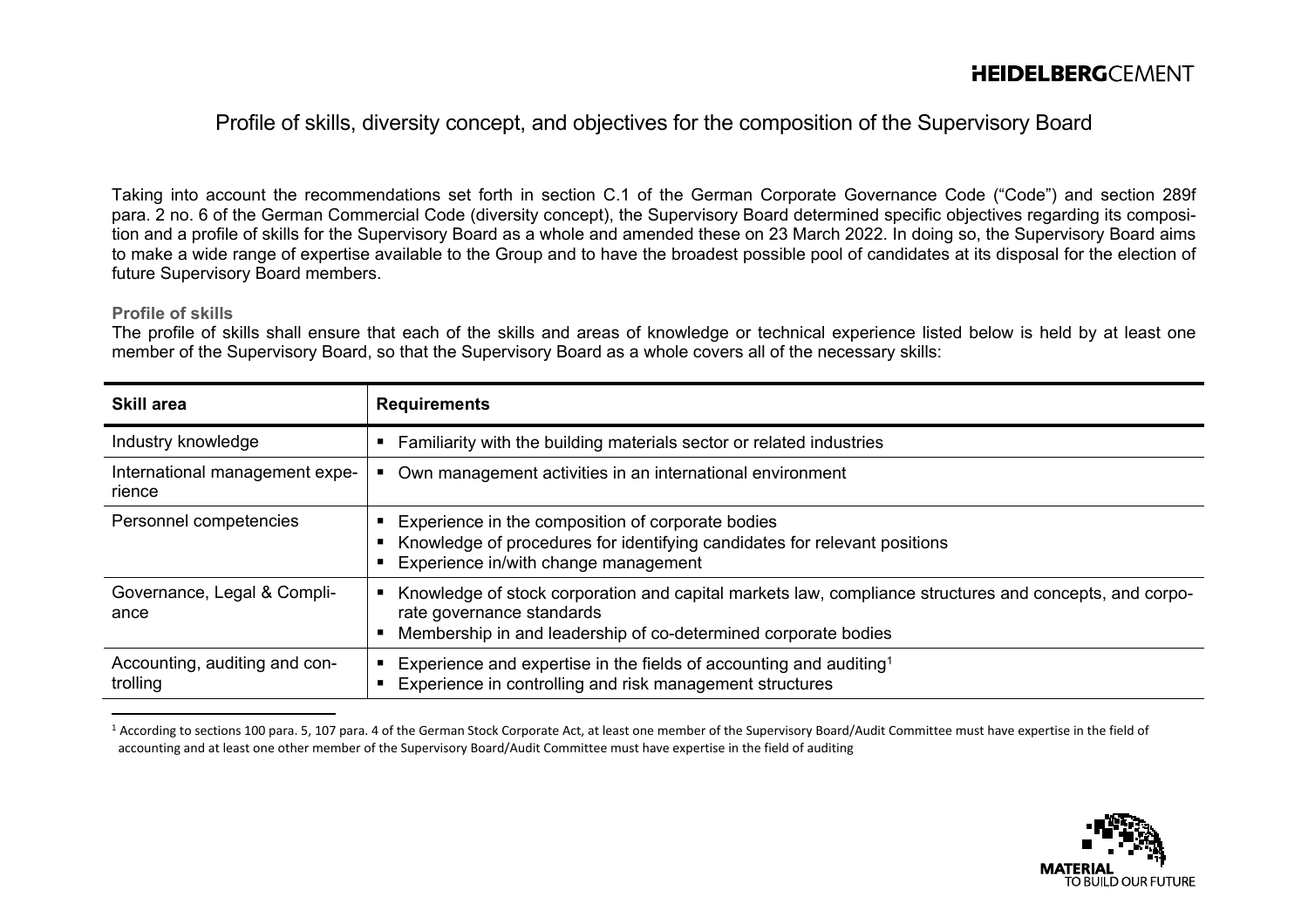# Profile of skills, diversity concept, and objectives for the composition of the Supervisory Board

Taking into account the recommendations set forth in section C.1 of the German Corporate Governance Code ("Code") and section 289f para. 2 no. 6 of the German Commercial Code (diversity concept), the Supervisory Board determined specific objectives regarding its composition and a profile of skills for the Supervisory Board as a whole and amended these on 23 March 2022. In doing so, the Supervisory Board aims to make a wide range of expertise available to the Group and to have the broadest possible pool of candidates at its disposal for the election of future Supervisory Board members.

**Profile of skills**

The profile of skills shall ensure that each of the skills and areas of knowledge or technical experience listed below is held by at least one member of the Supervisory Board, so that the Supervisory Board as a whole covers all of the necessary skills:

| Skill area | Requirements |
|---|---|
| Industry knowledge | ▪ Familiarity with the building materials sector or related industries |
| International management experience | ▪ Own management activities in an international environment |
| Personnel competencies | ▪ Experience in the composition of corporate bodies<br>▪ Knowledge of procedures for identifying candidates for relevant positions<br>▪ Experience in/with change management |
| Governance, Legal & Compliance | ▪ Knowledge of stock corporation and capital markets law, compliance structures and concepts, and corporate governance standards<br>▪ Membership in and leadership of co-determined corporate bodies |
| Accounting, auditing and controlling | ▪ Experience and expertise in the fields of accounting and auditing[1]<br>▪ Experience in controlling and risk management structures |

[1] According to sections 100 para. 5, 107 para. 4 of the German Stock Corporate Act, at least one member of the Supervisory Board/Audit Committee must have expertise in the field of accounting and at least one other member of the Supervisory Board/Audit Committee must have expertise in the field of auditing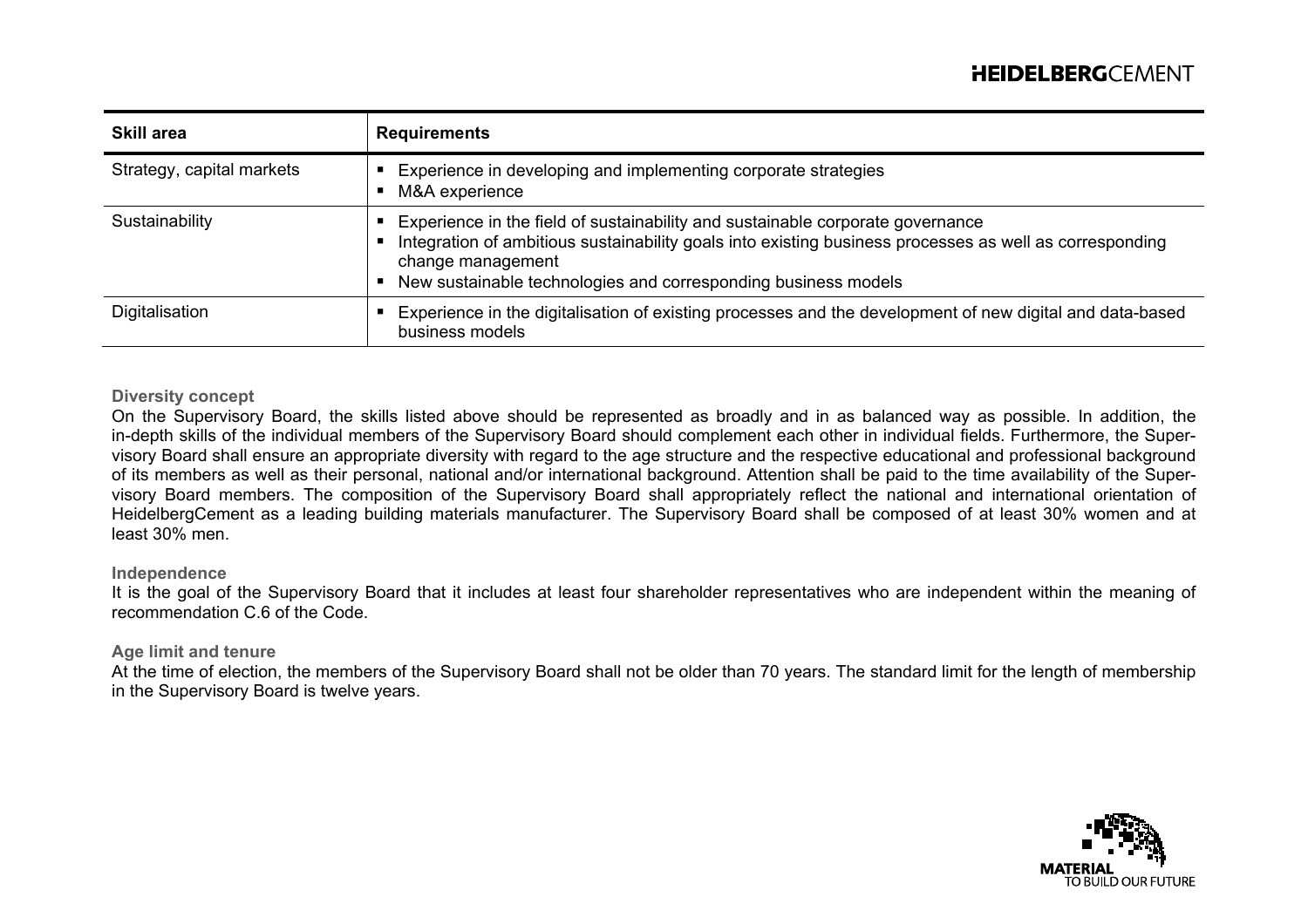| Skill area | Requirements |
| --- | --- |
| Strategy, capital markets | ▪ Experience in developing and implementing corporate strategies<br>▪ M&A experience |
| Sustainability | ▪ Experience in the field of sustainability and sustainable corporate governance<br>▪ Integration of ambitious sustainability goals into existing business processes as well as corresponding change management<br>▪ New sustainable technologies and corresponding business models |
| Digitalisation | ▪ Experience in the digitalisation of existing processes and the development of new digital and data-based business models |

**Diversity concept**

On the Supervisory Board, the skills listed above should be represented as broadly and in as balanced way as possible. In addition, the in-depth skills of the individual members of the Supervisory Board should complement each other in individual fields. Furthermore, the Supervisory Board shall ensure an appropriate diversity with regard to the age structure and the respective educational and professional background of its members as well as their personal, national and/or international background. Attention shall be paid to the time availability of the Supervisory Board members. The composition of the Supervisory Board shall appropriately reflect the national and international orientation of HeidelbergCement as a leading building materials manufacturer. The Supervisory Board shall be composed of at least 30% women and at least 30% men.

**Independence**

It is the goal of the Supervisory Board that it includes at least four shareholder representatives who are independent within the meaning of recommendation C.6 of the Code.

**Age limit and tenure**

At the time of election, the members of the Supervisory Board shall not be older than 70 years. The standard limit for the length of membership in the Supervisory Board is twelve years.